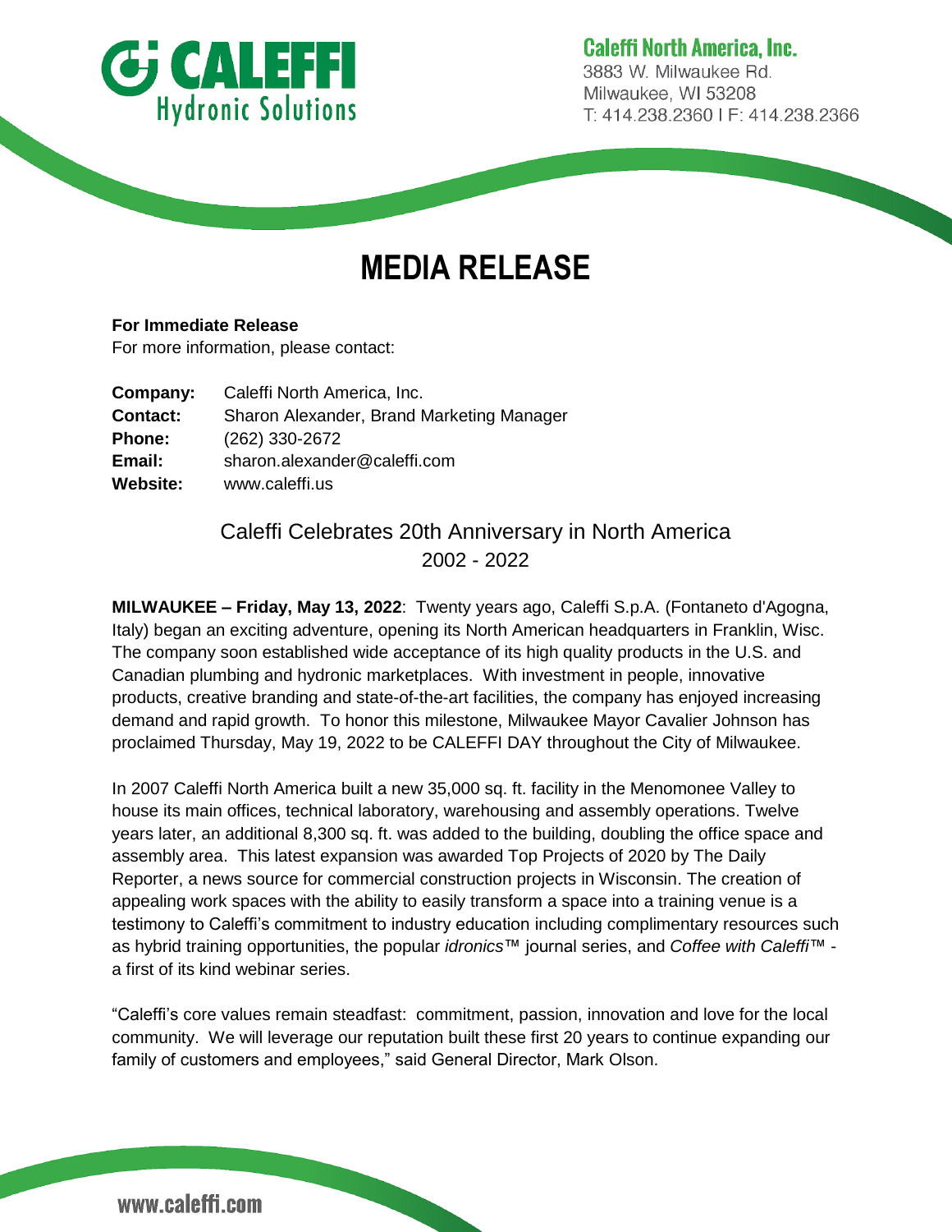**Caleffi North America, Inc.**
3883 W. Milwaukee Rd.
Milwaukee, WI 53208
T: 414.238.2360 I F: 414.238.2366

# MEDIA RELEASE

**For Immediate Release**
For more information, please contact:

| | |
|---|---|
| **Company:** | Caleffi North America, Inc. |
| **Contact:** | Sharon Alexander, Brand Marketing Manager |
| **Phone:** | (262) 330-2672 |
| **Email:** | sharon.alexander@caleffi.com |
| **Website:** | www.caleffi.us |

## Caleffi Celebrates 20th Anniversary in North America
2002 - 2022

**MILWAUKEE – Friday, May 13, 2022**: Twenty years ago, Caleffi S.p.A. (Fontaneto d'Agogna, Italy) began an exciting adventure, opening its North American headquarters in Franklin, Wisc. The company soon established wide acceptance of its high quality products in the U.S. and Canadian plumbing and hydronic marketplaces. With investment in people, innovative products, creative branding and state-of-the-art facilities, the company has enjoyed increasing demand and rapid growth. To honor this milestone, Milwaukee Mayor Cavalier Johnson has proclaimed Thursday, May 19, 2022 to be CALEFFI DAY throughout the City of Milwaukee.

In 2007 Caleffi North America built a new 35,000 sq. ft. facility in the Menomonee Valley to house its main offices, technical laboratory, warehousing and assembly operations. Twelve years later, an additional 8,300 sq. ft. was added to the building, doubling the office space and assembly area. This latest expansion was awarded Top Projects of 2020 by The Daily Reporter, a news source for commercial construction projects in Wisconsin. The creation of appealing work spaces with the ability to easily transform a space into a training venue is a testimony to Caleffi's commitment to industry education including complimentary resources such as hybrid training opportunities, the popular *idronics*™ journal series, and *Coffee with Caleffi*™ - a first of its kind webinar series.

"Caleffi's core values remain steadfast: commitment, passion, innovation and love for the local community. We will leverage our reputation built these first 20 years to continue expanding our family of customers and employees," said General Director, Mark Olson.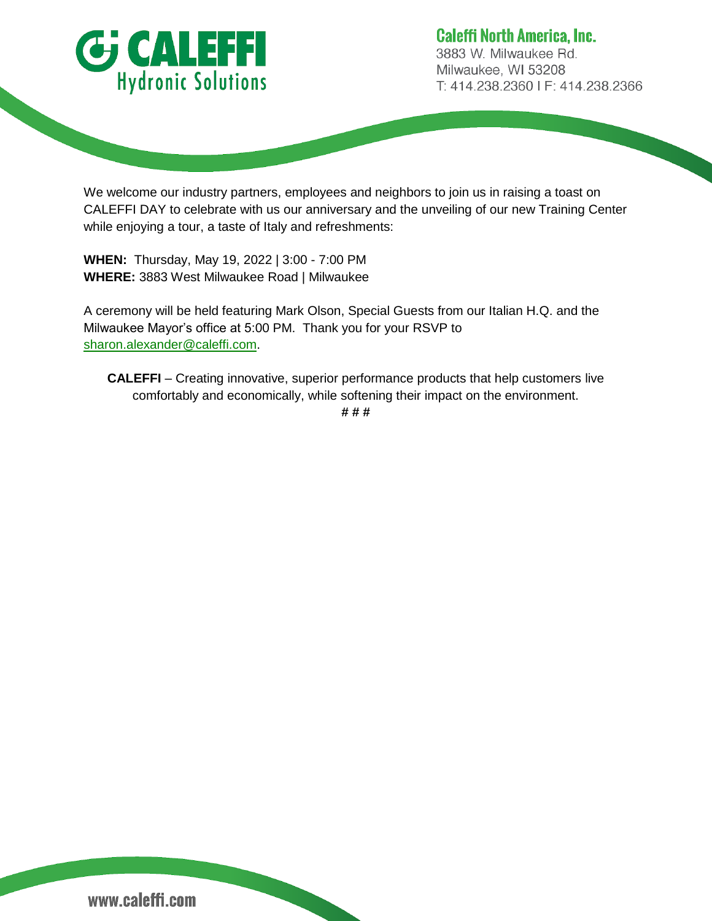We welcome our industry partners, employees and neighbors to join us in raising a toast on CALEFFI DAY to celebrate with us our anniversary and the unveiling of our new Training Center while enjoying a tour, a taste of Italy and refreshments:

**WHEN:** Thursday, May 19, 2022 | 3:00 - 7:00 PM
**WHERE:** 3883 West Milwaukee Road | Milwaukee

A ceremony will be held featuring Mark Olson, Special Guests from our Italian H.Q. and the Milwaukee Mayor's office at 5:00 PM. Thank you for your RSVP to sharon.alexander@caleffi.com.

**CALEFFI** – Creating innovative, superior performance products that help customers live comfortably and economically, while softening their impact on the environment.

**# # #**